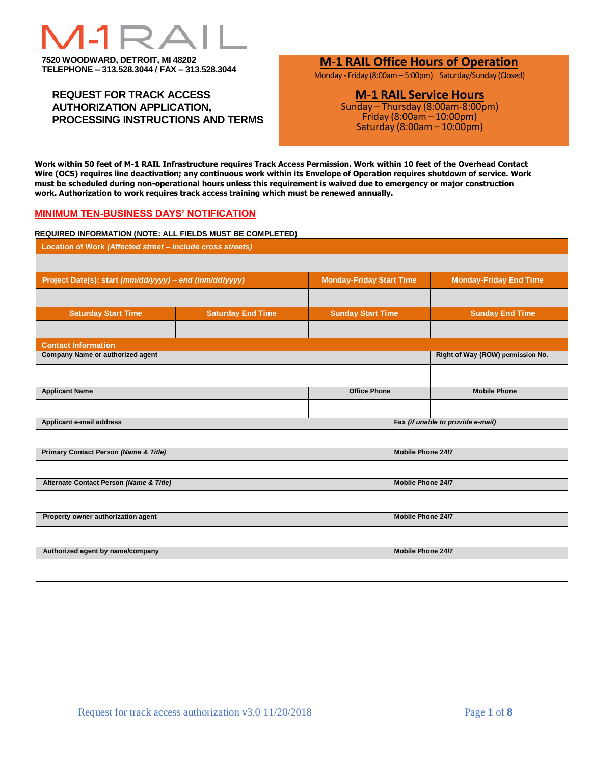# M-1 RAIL

7520 WOODWARD, DETROIT, MI 48202
TELEPHONE – 313.528.3044 / FAX – 313.528.3044

## REQUEST FOR TRACK ACCESS AUTHORIZATION APPLICATION, PROCESSING INSTRUCTIONS AND TERMS

### M-1 RAIL Office Hours of Operation

Monday - Friday (8:00am – 5:00pm) Saturday/Sunday (Closed)

### M-1 RAIL Service Hours

Sunday – Thursday (8:00am-8:00pm)
Friday (8:00am – 10:00pm)
Saturday (8:00am – 10:00pm)

**Work within 50 feet of M-1 RAIL Infrastructure requires Track Access Permission. Work within 10 feet of the Overhead Contact Wire (OCS) requires line deactivation; any continuous work within its Envelope of Operation requires shutdown of service. Work must be scheduled during non-operational hours unless this requirement is waived due to emergency or major construction work. Authorization to work requires track access training which must be renewed annually.**

**MINIMUM TEN-BUSINESS DAYS' NOTIFICATION**

**REQUIRED INFORMATION (NOTE: ALL FIELDS MUST BE COMPLETED)**

| **Location of Work** *(Affected street – include cross streets)* | | | |
|---|---|---|---|
| | | | |
| **Project Date(s): start** *(mm/dd/yyyy)* **– end** *(mm/dd/yyyy)* | | **Monday-Friday Start Time** | **Monday-Friday End Time** |
| | | | |
| **Saturday Start Time** | **Saturday End Time** | **Sunday Start Time** | **Sunday End Time** |
| | | | |

| **Contact Information** | | |
|---|---|---|
| **Company Name or authorized agent** | | **Right of Way (ROW) permission No.** |
| | | |
| **Applicant Name** | **Office Phone** | **Mobile Phone** |
| | | |

| **Applicant e-mail address** | **Fax** *(if unable to provide e-mail)* |
|---|---|
| | |
| **Primary Contact Person** *(Name & Title)* | **Mobile Phone 24/7** |
| | |
| **Alternate Contact Person** *(Name & Title)* | **Mobile Phone 24/7** |
| | |
| **Property owner authorization agent** | **Mobile Phone 24/7** |
| | |
| **Authorized agent by name/company** | **Mobile Phone 24/7** |
| | |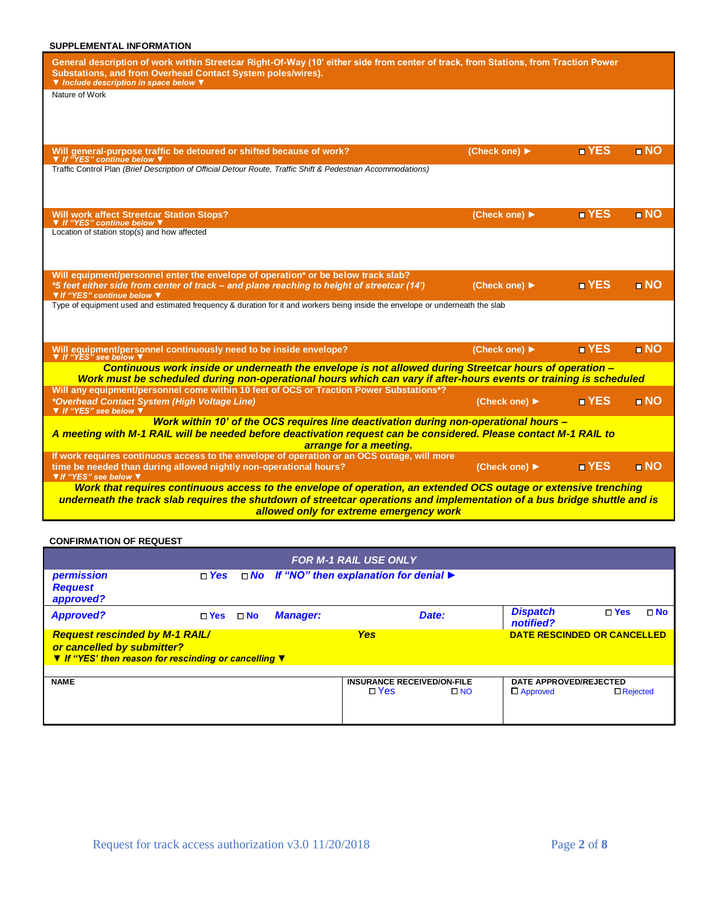## SUPPLEMENTAL INFORMATION

**General description of work within Streetcar Right-Of-Way (10' either side from center of track, from Stations, from Traction Power Substations, and from Overhead Contact System poles/wires).**
***▼ Include description in space below ▼***

Nature of Work

**Will general-purpose traffic be detoured or shifted because of work?** (Check one) ► ☐ YES ☐ NO
***▼ If "YES" continue below ▼***

Traffic Control Plan *(Brief Description of Official Detour Route, Traffic Shift & Pedestrian Accommodations)*

**Will work affect Streetcar Station Stops?** (Check one) ► ☐ YES ☐ NO
***▼ If "YES" continue below ▼***

Location of station stop(s) and how affected

**Will equipment/personnel enter the envelope of operation* or be below track slab?** (Check one) ► ☐ YES ☐ NO
***\*5 feet either side from center of track – and plane reaching to height of streetcar (14')***
***▼If "YES" continue below ▼***

Type of equipment used and estimated frequency & duration for it and workers being inside the envelope or underneath the slab

**Will equipment/personnel continuously need to be inside envelope?** (Check one) ► ☐ YES ☐ NO
***▼ If "YES" see below ▼***

***Continuous work inside or underneath the envelope is not allowed during Streetcar hours of operation – Work must be scheduled during non-operational hours which can vary if after-hours events or training is scheduled***

**Will any equipment/personnel come within 10 feet of OCS or Traction Power Substations*?** (Check one) ► ☐ YES ☐ NO
***\*Overhead Contact System (High Voltage Line)***
***▼ If "YES" see below ▼***

***Work within 10' of the OCS requires line deactivation during non-operational hours – A meeting with M-1 RAIL will be needed before deactivation request can be considered. Please contact M-1 RAIL to arrange for a meeting.***

**If work requires continuous access to the envelope of operation or an OCS outage, will more time be needed than during allowed nightly non-operational hours?** (Check one) ► ☐ YES ☐ NO
***▼If "YES" see below ▼***

***Work that requires continuous access to the envelope of operation, an extended OCS outage or extensive trenching underneath the track slab requires the shutdown of streetcar operations and implementation of a bus bridge shuttle and is allowed only for extreme emergency work***

## CONFIRMATION OF REQUEST

***FOR M-1 RAIL USE ONLY***

| | | | | |
|---|---|---|---|---|
| ***permission Request approved?*** | ☐ ***Yes*** ☐ ***No*** | ***If "NO" then explanation for denial ►*** | | |
| ***Approved?*** | ☐ **Yes** ☐ **No** | ***Manager:*** | ***Date:*** | ***Dispatch notified?*** ☐ **Yes** ☐ **No** |
| ***Request rescinded by M-1 RAIL/ or cancelled by submitter?*** ***▼ If "YES' then reason for rescinding or cancelling ▼*** | | ***Yes*** | | **DATE RESCINDED OR CANCELLED** |

| NAME | INSURANCE RECEIVED/ON-FILE | DATE APPROVED/REJECTED |
|---|---|---|
| | ☐ Yes ☐ NO | ☐ Approved ☐ Rejected |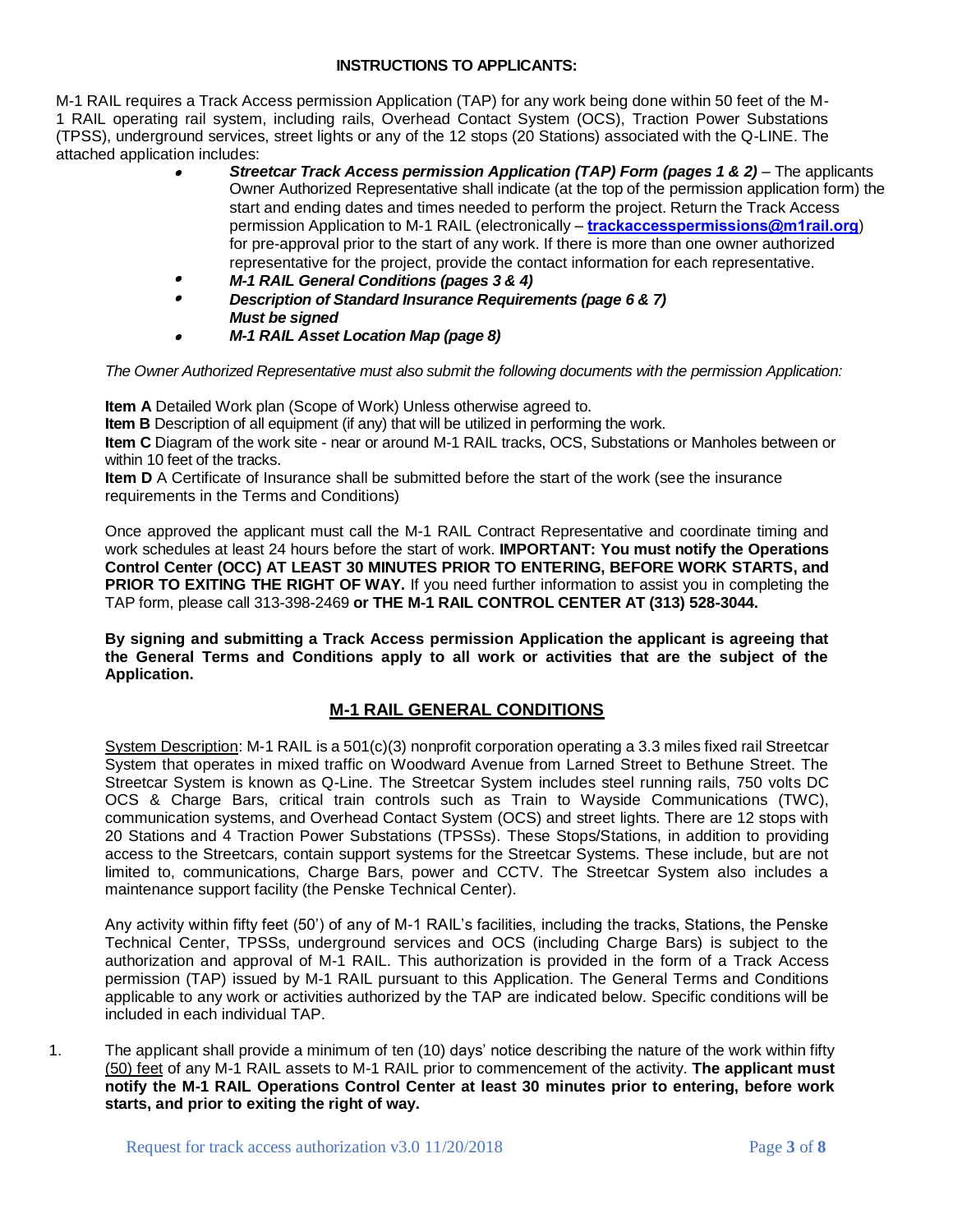**INSTRUCTIONS TO APPLICANTS:**

M-1 RAIL requires a Track Access permission Application (TAP) for any work being done within 50 feet of the M-1 RAIL operating rail system, including rails, Overhead Contact System (OCS), Traction Power Substations (TPSS), underground services, street lights or any of the 12 stops (20 Stations) associated with the Q-LINE. The attached application includes:

- ***Streetcar Track Access permission Application (TAP) Form (pages 1 & 2)*** – The applicants Owner Authorized Representative shall indicate (at the top of the permission application form) the start and ending dates and times needed to perform the project. Return the Track Access permission Application to M-1 RAIL (electronically – **trackaccesspermissions@m1rail.org**) for pre-approval prior to the start of any work. If there is more than one owner authorized representative for the project, provide the contact information for each representative.
- ***M-1 RAIL General Conditions (pages 3 & 4)***
- ***Description of Standard Insurance Requirements (page 6 & 7)***
  ***Must be signed***
- ***M-1 RAIL Asset Location Map (page 8)***

*The Owner Authorized Representative must also submit the following documents with the permission Application:*

**Item A** Detailed Work plan (Scope of Work) Unless otherwise agreed to.
**Item B** Description of all equipment (if any) that will be utilized in performing the work.
**Item C** Diagram of the work site - near or around M-1 RAIL tracks, OCS, Substations or Manholes between or within 10 feet of the tracks.
**Item D** A Certificate of Insurance shall be submitted before the start of the work (see the insurance requirements in the Terms and Conditions)

Once approved the applicant must call the M-1 RAIL Contract Representative and coordinate timing and work schedules at least 24 hours before the start of work. **IMPORTANT: You must notify the Operations Control Center (OCC) AT LEAST 30 MINUTES PRIOR TO ENTERING, BEFORE WORK STARTS, and PRIOR TO EXITING THE RIGHT OF WAY.** If you need further information to assist you in completing the TAP form, please call 313-398-2469 **or THE M-1 RAIL CONTROL CENTER AT (313) 528-3044.**

**By signing and submitting a Track Access permission Application the applicant is agreeing that the General Terms and Conditions apply to all work or activities that are the subject of the Application.**

## M-1 RAIL GENERAL CONDITIONS

System Description: M-1 RAIL is a 501(c)(3) nonprofit corporation operating a 3.3 miles fixed rail Streetcar System that operates in mixed traffic on Woodward Avenue from Larned Street to Bethune Street. The Streetcar System is known as Q-Line. The Streetcar System includes steel running rails, 750 volts DC OCS & Charge Bars, critical train controls such as Train to Wayside Communications (TWC), communication systems, and Overhead Contact System (OCS) and street lights. There are 12 stops with 20 Stations and 4 Traction Power Substations (TPSSs). These Stops/Stations, in addition to providing access to the Streetcars, contain support systems for the Streetcar Systems. These include, but are not limited to, communications, Charge Bars, power and CCTV. The Streetcar System also includes a maintenance support facility (the Penske Technical Center).

Any activity within fifty feet (50') of any of M-1 RAIL's facilities, including the tracks, Stations, the Penske Technical Center, TPSSs, underground services and OCS (including Charge Bars) is subject to the authorization and approval of M-1 RAIL. This authorization is provided in the form of a Track Access permission (TAP) issued by M-1 RAIL pursuant to this Application. The General Terms and Conditions applicable to any work or activities authorized by the TAP are indicated below. Specific conditions will be included in each individual TAP.

1. The applicant shall provide a minimum of ten (10) days' notice describing the nature of the work within fifty (50) feet of any M-1 RAIL assets to M-1 RAIL prior to commencement of the activity. **The applicant must notify the M-1 RAIL Operations Control Center at least 30 minutes prior to entering, before work starts, and prior to exiting the right of way.**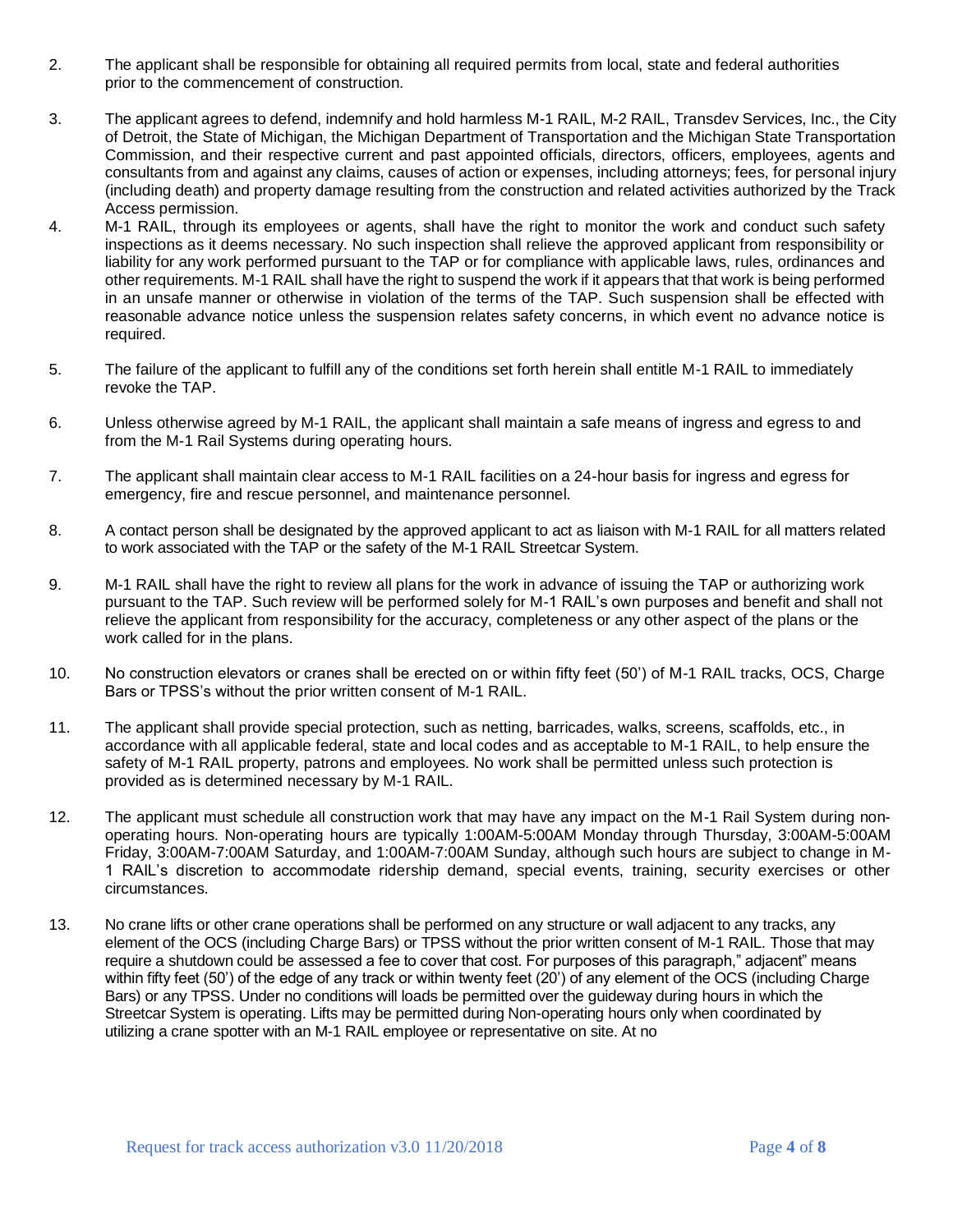2. The applicant shall be responsible for obtaining all required permits from local, state and federal authorities prior to the commencement of construction.

3. The applicant agrees to defend, indemnify and hold harmless M-1 RAIL, M-2 RAIL, Transdev Services, Inc., the City of Detroit, the State of Michigan, the Michigan Department of Transportation and the Michigan State Transportation Commission, and their respective current and past appointed officials, directors, officers, employees, agents and consultants from and against any claims, causes of action or expenses, including attorneys; fees, for personal injury (including death) and property damage resulting from the construction and related activities authorized by the Track Access permission.

4. M-1 RAIL, through its employees or agents, shall have the right to monitor the work and conduct such safety inspections as it deems necessary. No such inspection shall relieve the approved applicant from responsibility or liability for any work performed pursuant to the TAP or for compliance with applicable laws, rules, ordinances and other requirements. M-1 RAIL shall have the right to suspend the work if it appears that that work is being performed in an unsafe manner or otherwise in violation of the terms of the TAP. Such suspension shall be effected with reasonable advance notice unless the suspension relates safety concerns, in which event no advance notice is required.

5. The failure of the applicant to fulfill any of the conditions set forth herein shall entitle M-1 RAIL to immediately revoke the TAP.

6. Unless otherwise agreed by M-1 RAIL, the applicant shall maintain a safe means of ingress and egress to and from the M-1 Rail Systems during operating hours.

7. The applicant shall maintain clear access to M-1 RAIL facilities on a 24-hour basis for ingress and egress for emergency, fire and rescue personnel, and maintenance personnel.

8. A contact person shall be designated by the approved applicant to act as liaison with M-1 RAIL for all matters related to work associated with the TAP or the safety of the M-1 RAIL Streetcar System.

9. M-1 RAIL shall have the right to review all plans for the work in advance of issuing the TAP or authorizing work pursuant to the TAP. Such review will be performed solely for M-1 RAIL's own purposes and benefit and shall not relieve the applicant from responsibility for the accuracy, completeness or any other aspect of the plans or the work called for in the plans.

10. No construction elevators or cranes shall be erected on or within fifty feet (50') of M-1 RAIL tracks, OCS, Charge Bars or TPSS's without the prior written consent of M-1 RAIL.

11. The applicant shall provide special protection, such as netting, barricades, walks, screens, scaffolds, etc., in accordance with all applicable federal, state and local codes and as acceptable to M-1 RAIL, to help ensure the safety of M-1 RAIL property, patrons and employees. No work shall be permitted unless such protection is provided as is determined necessary by M-1 RAIL.

12. The applicant must schedule all construction work that may have any impact on the M-1 Rail System during non-operating hours. Non-operating hours are typically 1:00AM-5:00AM Monday through Thursday, 3:00AM-5:00AM Friday, 3:00AM-7:00AM Saturday, and 1:00AM-7:00AM Sunday, although such hours are subject to change in M-1 RAIL's discretion to accommodate ridership demand, special events, training, security exercises or other circumstances.

13. No crane lifts or other crane operations shall be performed on any structure or wall adjacent to any tracks, any element of the OCS (including Charge Bars) or TPSS without the prior written consent of M-1 RAIL. Those that may require a shutdown could be assessed a fee to cover that cost. For purposes of this paragraph," adjacent" means within fifty feet (50') of the edge of any track or within twenty feet (20') of any element of the OCS (including Charge Bars) or any TPSS. Under no conditions will loads be permitted over the guideway during hours in which the Streetcar System is operating. Lifts may be permitted during Non-operating hours only when coordinated by utilizing a crane spotter with an M-1 RAIL employee or representative on site. At no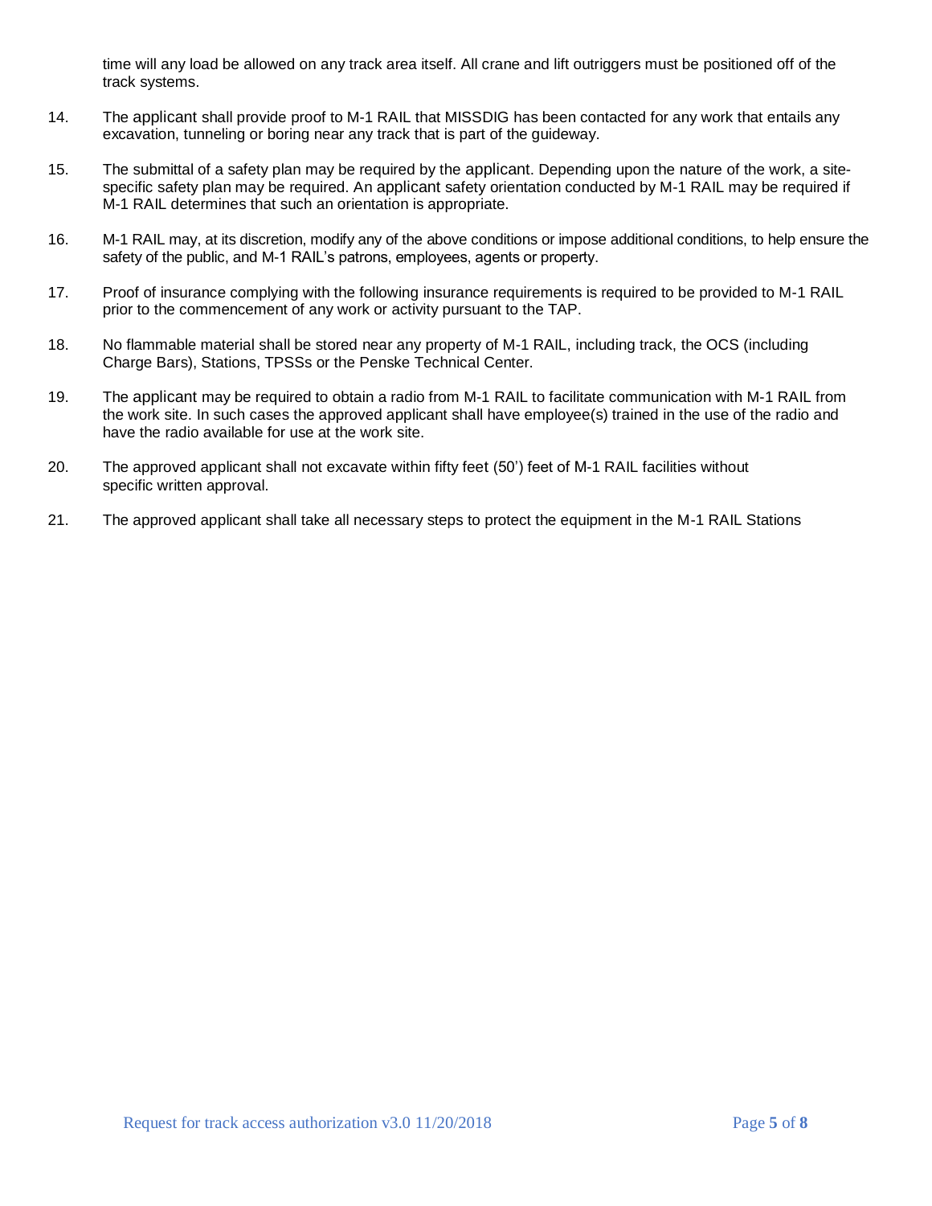time will any load be allowed on any track area itself. All crane and lift outriggers must be positioned off of the track systems.

14. The applicant shall provide proof to M-1 RAIL that MISSDIG has been contacted for any work that entails any excavation, tunneling or boring near any track that is part of the guideway.

15. The submittal of a safety plan may be required by the applicant. Depending upon the nature of the work, a site-specific safety plan may be required. An applicant safety orientation conducted by M-1 RAIL may be required if M-1 RAIL determines that such an orientation is appropriate.

16. M-1 RAIL may, at its discretion, modify any of the above conditions or impose additional conditions, to help ensure the safety of the public, and M-1 RAIL's patrons, employees, agents or property.

17. Proof of insurance complying with the following insurance requirements is required to be provided to M-1 RAIL prior to the commencement of any work or activity pursuant to the TAP.

18. No flammable material shall be stored near any property of M-1 RAIL, including track, the OCS (including Charge Bars), Stations, TPSSs or the Penske Technical Center.

19. The applicant may be required to obtain a radio from M-1 RAIL to facilitate communication with M-1 RAIL from the work site. In such cases the approved applicant shall have employee(s) trained in the use of the radio and have the radio available for use at the work site.

20. The approved applicant shall not excavate within fifty feet (50') feet of M-1 RAIL facilities without specific written approval.

21. The approved applicant shall take all necessary steps to protect the equipment in the M-1 RAIL Stations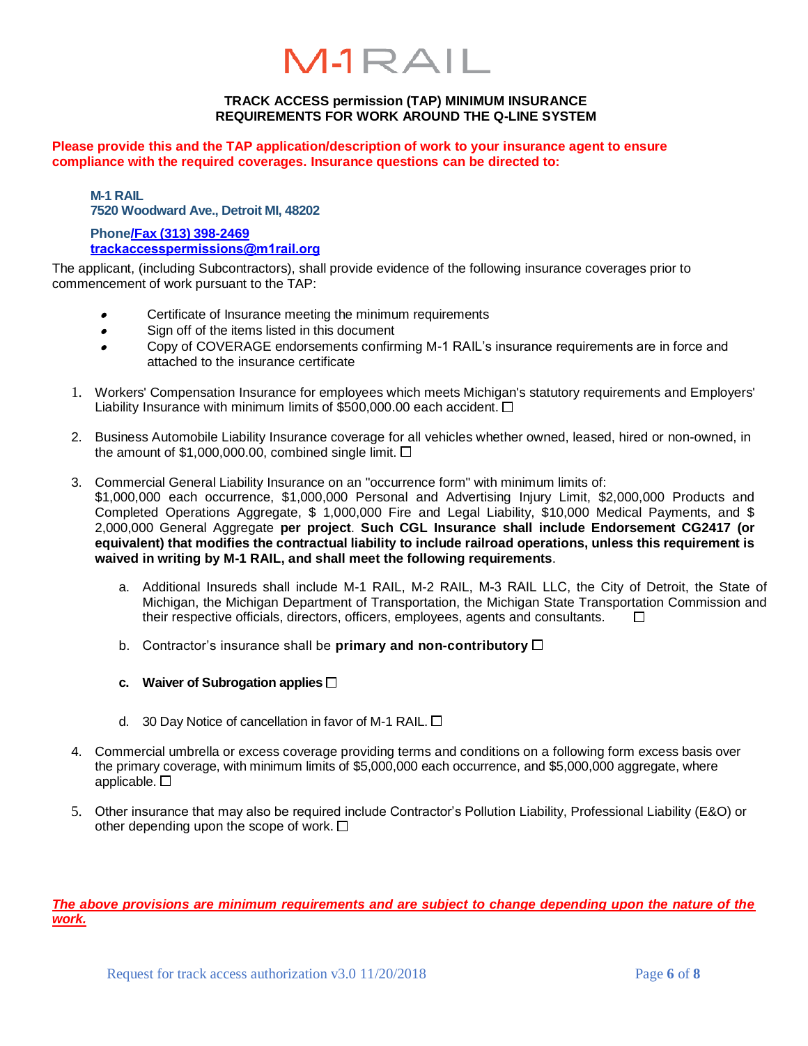# M-1RAIL

**TRACK ACCESS permission (TAP) MINIMUM INSURANCE REQUIREMENTS FOR WORK AROUND THE Q-LINE SYSTEM**

**Please provide this and the TAP application/description of work to your insurance agent to ensure compliance with the required coverages. Insurance questions can be directed to:**

**M-1 RAIL**
**7520 Woodward Ave., Detroit MI, 48202**

**Phone/Fax (313) 398-2469**
**trackaccesspermissions@m1rail.org**

The applicant, (including Subcontractors), shall provide evidence of the following insurance coverages prior to commencement of work pursuant to the TAP:

- Certificate of Insurance meeting the minimum requirements
- Sign off of the items listed in this document
- Copy of COVERAGE endorsements confirming M-1 RAIL's insurance requirements are in force and attached to the insurance certificate

1. Workers' Compensation Insurance for employees which meets Michigan's statutory requirements and Employers' Liability Insurance with minimum limits of $500,000.00 each accident. ☐

2. Business Automobile Liability Insurance coverage for all vehicles whether owned, leased, hired or non-owned, in the amount of $1,000,000.00, combined single limit. ☐

3. Commercial General Liability Insurance on an "occurrence form" with minimum limits of: $1,000,000 each occurrence, $1,000,000 Personal and Advertising Injury Limit, $2,000,000 Products and Completed Operations Aggregate, $ 1,000,000 Fire and Legal Liability, $10,000 Medical Payments, and $ 2,000,000 General Aggregate **per project**. **Such CGL Insurance shall include Endorsement CG2417 (or equivalent) that modifies the contractual liability to include railroad operations, unless this requirement is waived in writing by M-1 RAIL, and shall meet the following requirements**.

   a. Additional Insureds shall include M-1 RAIL, M-2 RAIL, M-3 RAIL LLC, the City of Detroit, the State of Michigan, the Michigan Department of Transportation, the Michigan State Transportation Commission and their respective officials, directors, officers, employees, agents and consultants. ☐

   b. Contractor's insurance shall be **primary and non-contributory** ☐

   c. **Waiver of Subrogation applies** ☐

   d. 30 Day Notice of cancellation in favor of M-1 RAIL. ☐

4. Commercial umbrella or excess coverage providing terms and conditions on a following form excess basis over the primary coverage, with minimum limits of $5,000,000 each occurrence, and $5,000,000 aggregate, where applicable. ☐

5. Other insurance that may also be required include Contractor's Pollution Liability, Professional Liability (E&O) or other depending upon the scope of work. ☐

***The above provisions are minimum requirements and are subject to change depending upon the nature of the work.***

Request for track access authorization v3.0 11/20/2018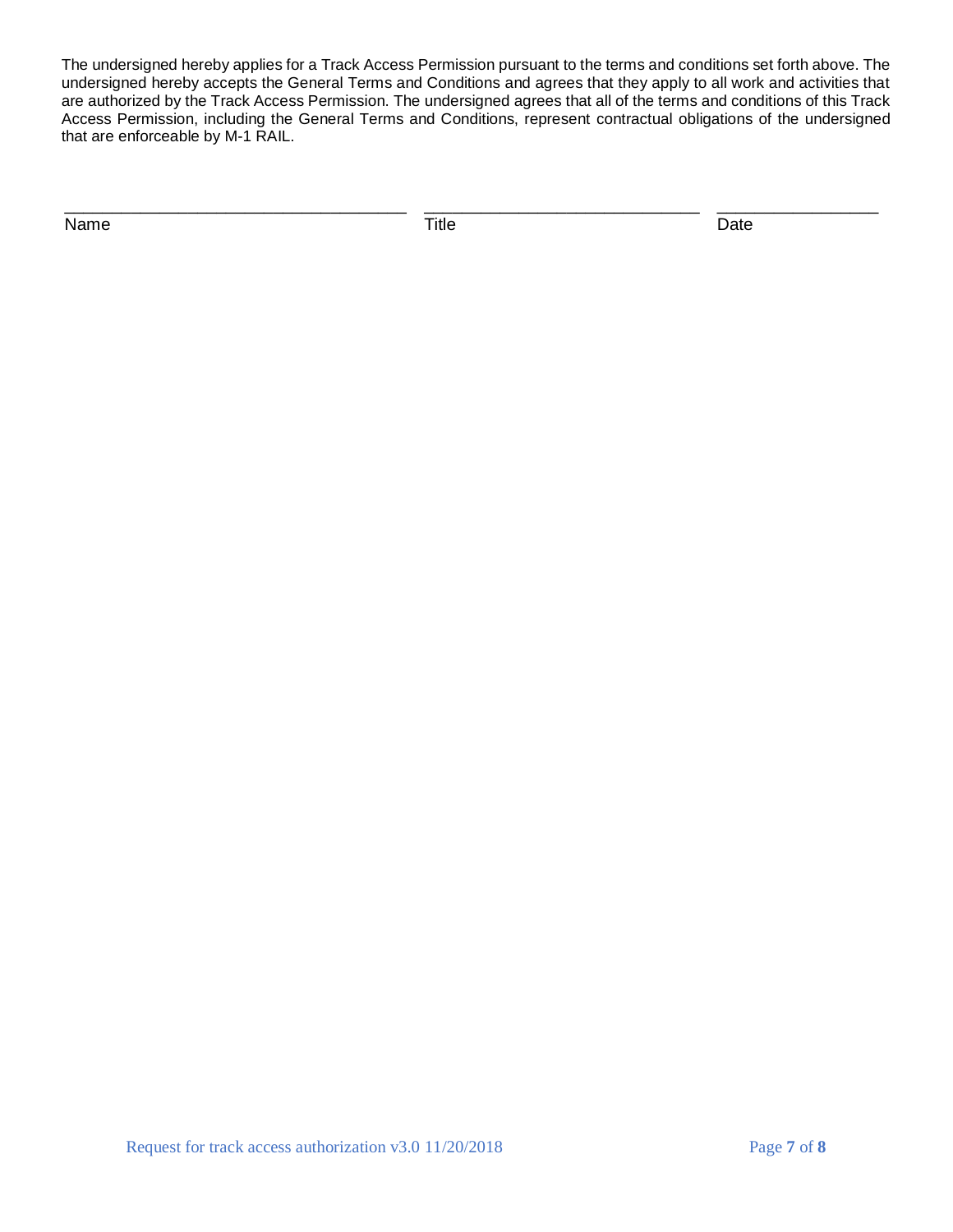The undersigned hereby applies for a Track Access Permission pursuant to the terms and conditions set forth above. The undersigned hereby accepts the General Terms and Conditions and agrees that they apply to all work and activities that are authorized by the Track Access Permission. The undersigned agrees that all of the terms and conditions of this Track Access Permission, including the General Terms and Conditions, represent contractual obligations of the undersigned that are enforceable by M-1 RAIL.

| ______________________________ | ______________________________ | ______________________________ |
|---|---|---|
| Name | Title | Date |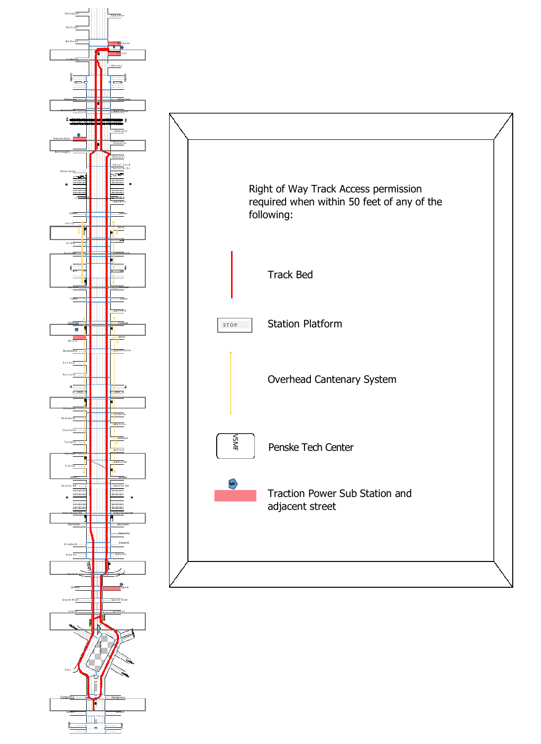Right of Way Track Access permission required when within 50 feet of any of the following:

Track Bed

Station Platform

Overhead Cantenary System

Penske Tech Center

Traction Power Sub Station and adjacent street